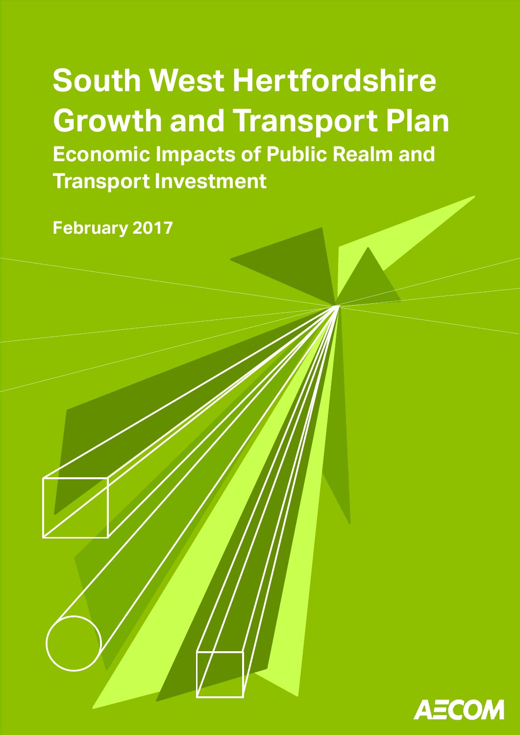# South West Hertfordshire Growth and Transport Plan

## Economic Impacts of Public Realm and Transport Investment

February 2017

AECOM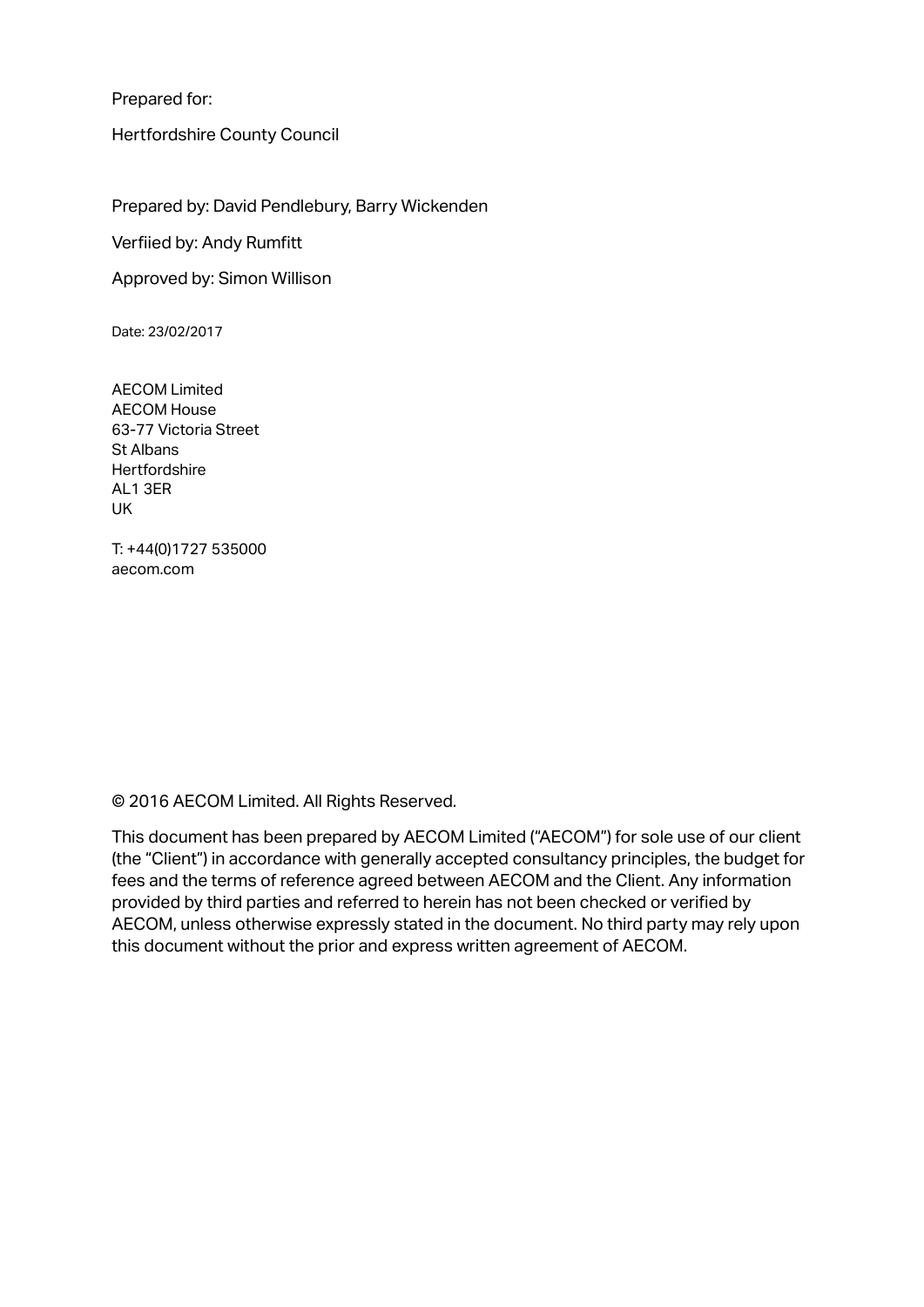Prepared for:

Hertfordshire County Council

Prepared by: David Pendlebury, Barry Wickenden

Verfiied by: Andy Rumfitt

Approved by: Simon Willison

Date: 23/02/2017

AECOM Limited
AECOM House
63-77 Victoria Street
St Albans
Hertfordshire
AL1 3ER
UK

T: +44(0)1727 535000
aecom.com

© 2016 AECOM Limited. All Rights Reserved.

This document has been prepared by AECOM Limited ("AECOM") for sole use of our client (the "Client") in accordance with generally accepted consultancy principles, the budget for fees and the terms of reference agreed between AECOM and the Client. Any information provided by third parties and referred to herein has not been checked or verified by AECOM, unless otherwise expressly stated in the document. No third party may rely upon this document without the prior and express written agreement of AECOM.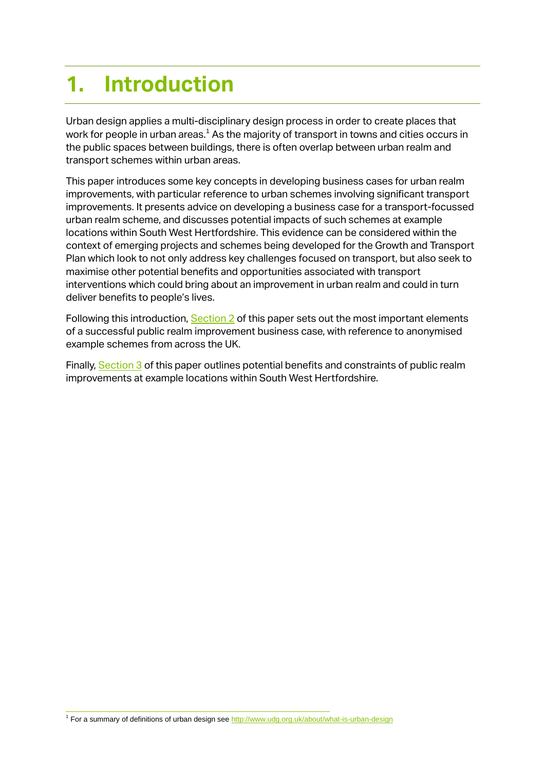# 1. Introduction

Urban design applies a multi-disciplinary design process in order to create places that work for people in urban areas.[1] As the majority of transport in towns and cities occurs in the public spaces between buildings, there is often overlap between urban realm and transport schemes within urban areas.

This paper introduces some key concepts in developing business cases for urban realm improvements, with particular reference to urban schemes involving significant transport improvements. It presents advice on developing a business case for a transport-focussed urban realm scheme, and discusses potential impacts of such schemes at example locations within South West Hertfordshire. This evidence can be considered within the context of emerging projects and schemes being developed for the Growth and Transport Plan which look to not only address key challenges focused on transport, but also seek to maximise other potential benefits and opportunities associated with transport interventions which could bring about an improvement in urban realm and could in turn deliver benefits to people's lives.

Following this introduction, Section 2 of this paper sets out the most important elements of a successful public realm improvement business case, with reference to anonymised example schemes from across the UK.

Finally, Section 3 of this paper outlines potential benefits and constraints of public realm improvements at example locations within South West Hertfordshire.

[1] For a summary of definitions of urban design see http://www.udg.org.uk/about/what-is-urban-design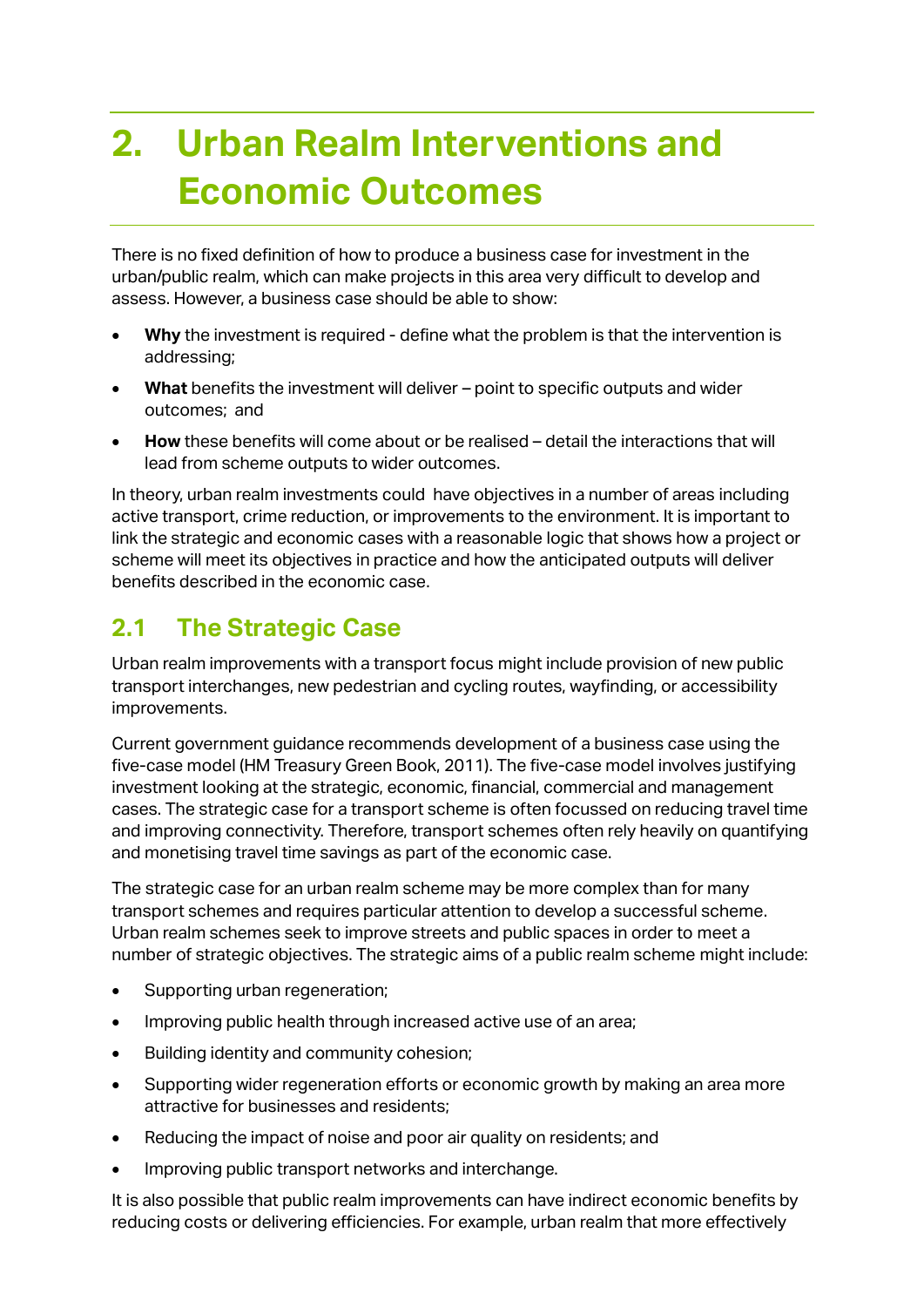# 2. Urban Realm Interventions and Economic Outcomes

There is no fixed definition of how to produce a business case for investment in the urban/public realm, which can make projects in this area very difficult to develop and assess. However, a business case should be able to show:

- **Why** the investment is required - define what the problem is that the intervention is addressing;
- **What** benefits the investment will deliver – point to specific outputs and wider outcomes; and
- **How** these benefits will come about or be realised – detail the interactions that will lead from scheme outputs to wider outcomes.

In theory, urban realm investments could have objectives in a number of areas including active transport, crime reduction, or improvements to the environment. It is important to link the strategic and economic cases with a reasonable logic that shows how a project or scheme will meet its objectives in practice and how the anticipated outputs will deliver benefits described in the economic case.

## 2.1 The Strategic Case

Urban realm improvements with a transport focus might include provision of new public transport interchanges, new pedestrian and cycling routes, wayfinding, or accessibility improvements.

Current government guidance recommends development of a business case using the five-case model (HM Treasury Green Book, 2011). The five-case model involves justifying investment looking at the strategic, economic, financial, commercial and management cases. The strategic case for a transport scheme is often focussed on reducing travel time and improving connectivity. Therefore, transport schemes often rely heavily on quantifying and monetising travel time savings as part of the economic case.

The strategic case for an urban realm scheme may be more complex than for many transport schemes and requires particular attention to develop a successful scheme. Urban realm schemes seek to improve streets and public spaces in order to meet a number of strategic objectives. The strategic aims of a public realm scheme might include:

- Supporting urban regeneration;
- Improving public health through increased active use of an area;
- Building identity and community cohesion;
- Supporting wider regeneration efforts or economic growth by making an area more attractive for businesses and residents;
- Reducing the impact of noise and poor air quality on residents; and
- Improving public transport networks and interchange.

It is also possible that public realm improvements can have indirect economic benefits by reducing costs or delivering efficiencies. For example, urban realm that more effectively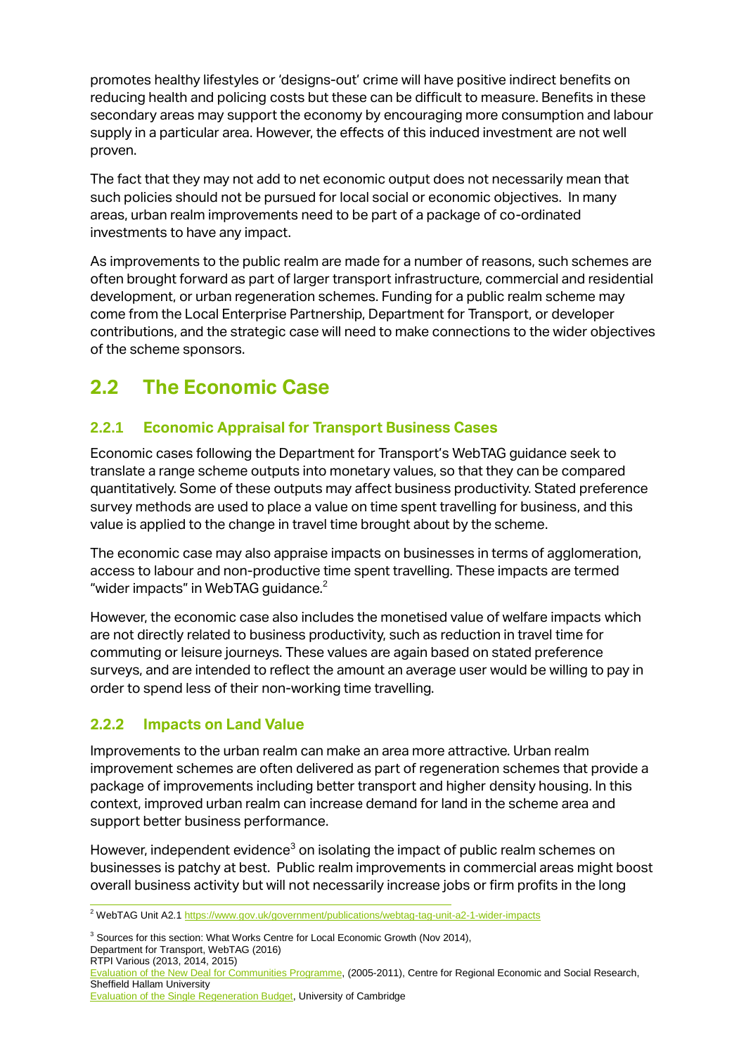promotes healthy lifestyles or 'designs-out' crime will have positive indirect benefits on reducing health and policing costs but these can be difficult to measure. Benefits in these secondary areas may support the economy by encouraging more consumption and labour supply in a particular area. However, the effects of this induced investment are not well proven.

The fact that they may not add to net economic output does not necessarily mean that such policies should not be pursued for local social or economic objectives. In many areas, urban realm improvements need to be part of a package of co-ordinated investments to have any impact.

As improvements to the public realm are made for a number of reasons, such schemes are often brought forward as part of larger transport infrastructure, commercial and residential development, or urban regeneration schemes. Funding for a public realm scheme may come from the Local Enterprise Partnership, Department for Transport, or developer contributions, and the strategic case will need to make connections to the wider objectives of the scheme sponsors.

## 2.2 The Economic Case

### 2.2.1 Economic Appraisal for Transport Business Cases

Economic cases following the Department for Transport's WebTAG guidance seek to translate a range scheme outputs into monetary values, so that they can be compared quantitatively. Some of these outputs may affect business productivity. Stated preference survey methods are used to place a value on time spent travelling for business, and this value is applied to the change in travel time brought about by the scheme.

The economic case may also appraise impacts on businesses in terms of agglomeration, access to labour and non-productive time spent travelling. These impacts are termed "wider impacts" in WebTAG guidance.[2]

However, the economic case also includes the monetised value of welfare impacts which are not directly related to business productivity, such as reduction in travel time for commuting or leisure journeys. These values are again based on stated preference surveys, and are intended to reflect the amount an average user would be willing to pay in order to spend less of their non-working time travelling.

### 2.2.2 Impacts on Land Value

Improvements to the urban realm can make an area more attractive. Urban realm improvement schemes are often delivered as part of regeneration schemes that provide a package of improvements including better transport and higher density housing. In this context, improved urban realm can increase demand for land in the scheme area and support better business performance.

However, independent evidence[3] on isolating the impact of public realm schemes on businesses is patchy at best. Public realm improvements in commercial areas might boost overall business activity but will not necessarily increase jobs or firm profits in the long

---

[2] WebTAG Unit A2.1 https://www.gov.uk/government/publications/webtag-tag-unit-a2-1-wider-impacts

[3] Sources for this section: What Works Centre for Local Economic Growth (Nov 2014), Department for Transport, WebTAG (2016)
RTPI Various (2013, 2014, 2015)
Evaluation of the New Deal for Communities Programme, (2005-2011), Centre for Regional Economic and Social Research, Sheffield Hallam University
Evaluation of the Single Regeneration Budget, University of Cambridge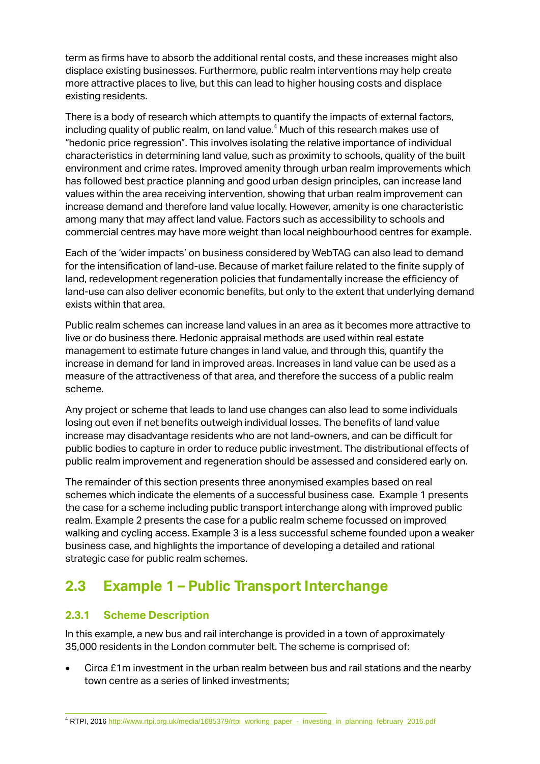term as firms have to absorb the additional rental costs, and these increases might also displace existing businesses. Furthermore, public realm interventions may help create more attractive places to live, but this can lead to higher housing costs and displace existing residents.

There is a body of research which attempts to quantify the impacts of external factors, including quality of public realm, on land value.[4] Much of this research makes use of "hedonic price regression". This involves isolating the relative importance of individual characteristics in determining land value, such as proximity to schools, quality of the built environment and crime rates. Improved amenity through urban realm improvements which has followed best practice planning and good urban design principles, can increase land values within the area receiving intervention, showing that urban realm improvement can increase demand and therefore land value locally. However, amenity is one characteristic among many that may affect land value. Factors such as accessibility to schools and commercial centres may have more weight than local neighbourhood centres for example.

Each of the 'wider impacts' on business considered by WebTAG can also lead to demand for the intensification of land-use. Because of market failure related to the finite supply of land, redevelopment regeneration policies that fundamentally increase the efficiency of land-use can also deliver economic benefits, but only to the extent that underlying demand exists within that area.

Public realm schemes can increase land values in an area as it becomes more attractive to live or do business there. Hedonic appraisal methods are used within real estate management to estimate future changes in land value, and through this, quantify the increase in demand for land in improved areas. Increases in land value can be used as a measure of the attractiveness of that area, and therefore the success of a public realm scheme.

Any project or scheme that leads to land use changes can also lead to some individuals losing out even if net benefits outweigh individual losses. The benefits of land value increase may disadvantage residents who are not land-owners, and can be difficult for public bodies to capture in order to reduce public investment. The distributional effects of public realm improvement and regeneration should be assessed and considered early on.

The remainder of this section presents three anonymised examples based on real schemes which indicate the elements of a successful business case. Example 1 presents the case for a scheme including public transport interchange along with improved public realm. Example 2 presents the case for a public realm scheme focussed on improved walking and cycling access. Example 3 is a less successful scheme founded upon a weaker business case, and highlights the importance of developing a detailed and rational strategic case for public realm schemes.

## 2.3 Example 1 – Public Transport Interchange

### 2.3.1 Scheme Description

In this example, a new bus and rail interchange is provided in a town of approximately 35,000 residents in the London commuter belt. The scheme is comprised of:

- Circa £1m investment in the urban realm between bus and rail stations and the nearby town centre as a series of linked investments;

---

[4] RTPI, 2016 http://www.rtpi.org.uk/media/1685379/rtpi_working_paper_-_investing_in_planning_february_2016.pdf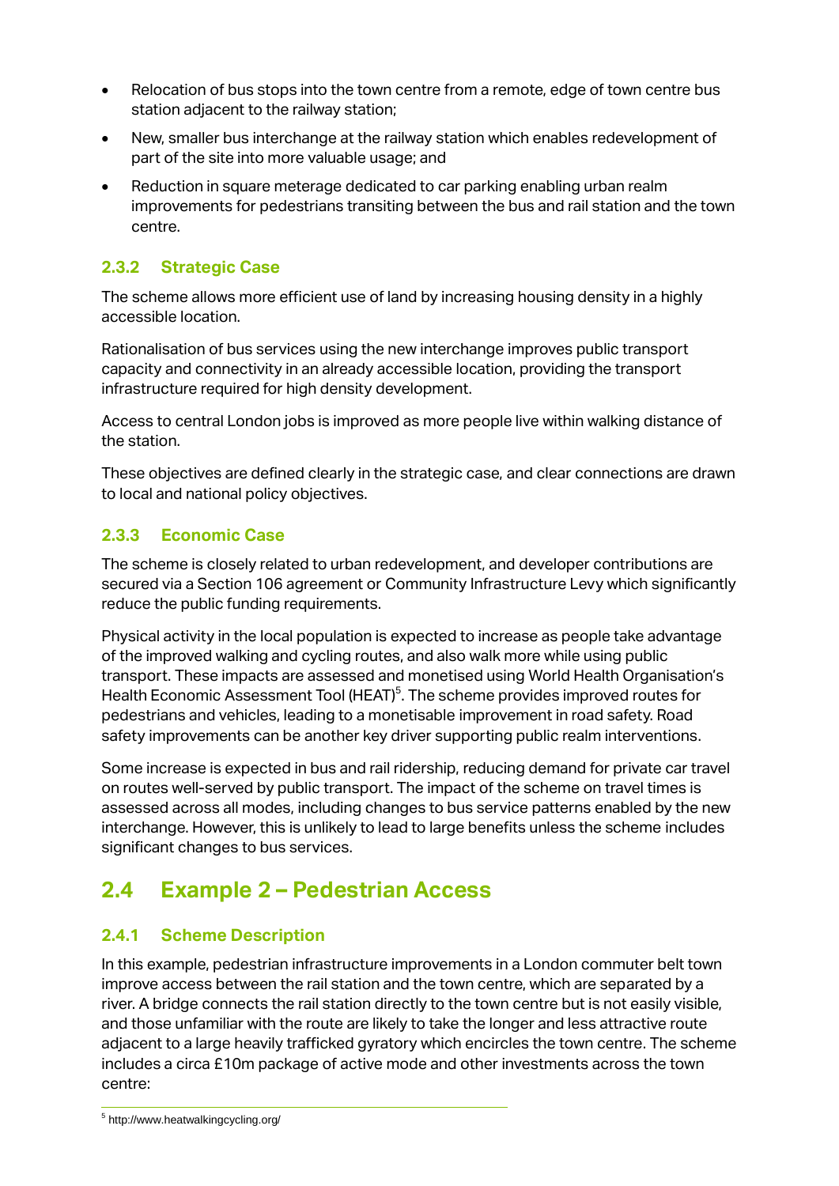- Relocation of bus stops into the town centre from a remote, edge of town centre bus station adjacent to the railway station;
- New, smaller bus interchange at the railway station which enables redevelopment of part of the site into more valuable usage; and
- Reduction in square meterage dedicated to car parking enabling urban realm improvements for pedestrians transiting between the bus and rail station and the town centre.

### 2.3.2 Strategic Case

The scheme allows more efficient use of land by increasing housing density in a highly accessible location.

Rationalisation of bus services using the new interchange improves public transport capacity and connectivity in an already accessible location, providing the transport infrastructure required for high density development.

Access to central London jobs is improved as more people live within walking distance of the station.

These objectives are defined clearly in the strategic case, and clear connections are drawn to local and national policy objectives.

### 2.3.3 Economic Case

The scheme is closely related to urban redevelopment, and developer contributions are secured via a Section 106 agreement or Community Infrastructure Levy which significantly reduce the public funding requirements.

Physical activity in the local population is expected to increase as people take advantage of the improved walking and cycling routes, and also walk more while using public transport. These impacts are assessed and monetised using World Health Organisation's Health Economic Assessment Tool (HEAT)[5]. The scheme provides improved routes for pedestrians and vehicles, leading to a monetisable improvement in road safety. Road safety improvements can be another key driver supporting public realm interventions.

Some increase is expected in bus and rail ridership, reducing demand for private car travel on routes well-served by public transport. The impact of the scheme on travel times is assessed across all modes, including changes to bus service patterns enabled by the new interchange. However, this is unlikely to lead to large benefits unless the scheme includes significant changes to bus services.

## 2.4 Example 2 – Pedestrian Access

### 2.4.1 Scheme Description

In this example, pedestrian infrastructure improvements in a London commuter belt town improve access between the rail station and the town centre, which are separated by a river. A bridge connects the rail station directly to the town centre but is not easily visible, and those unfamiliar with the route are likely to take the longer and less attractive route adjacent to a large heavily trafficked gyratory which encircles the town centre. The scheme includes a circa £10m package of active mode and other investments across the town centre:

[5] http://www.heatwalkingcycling.org/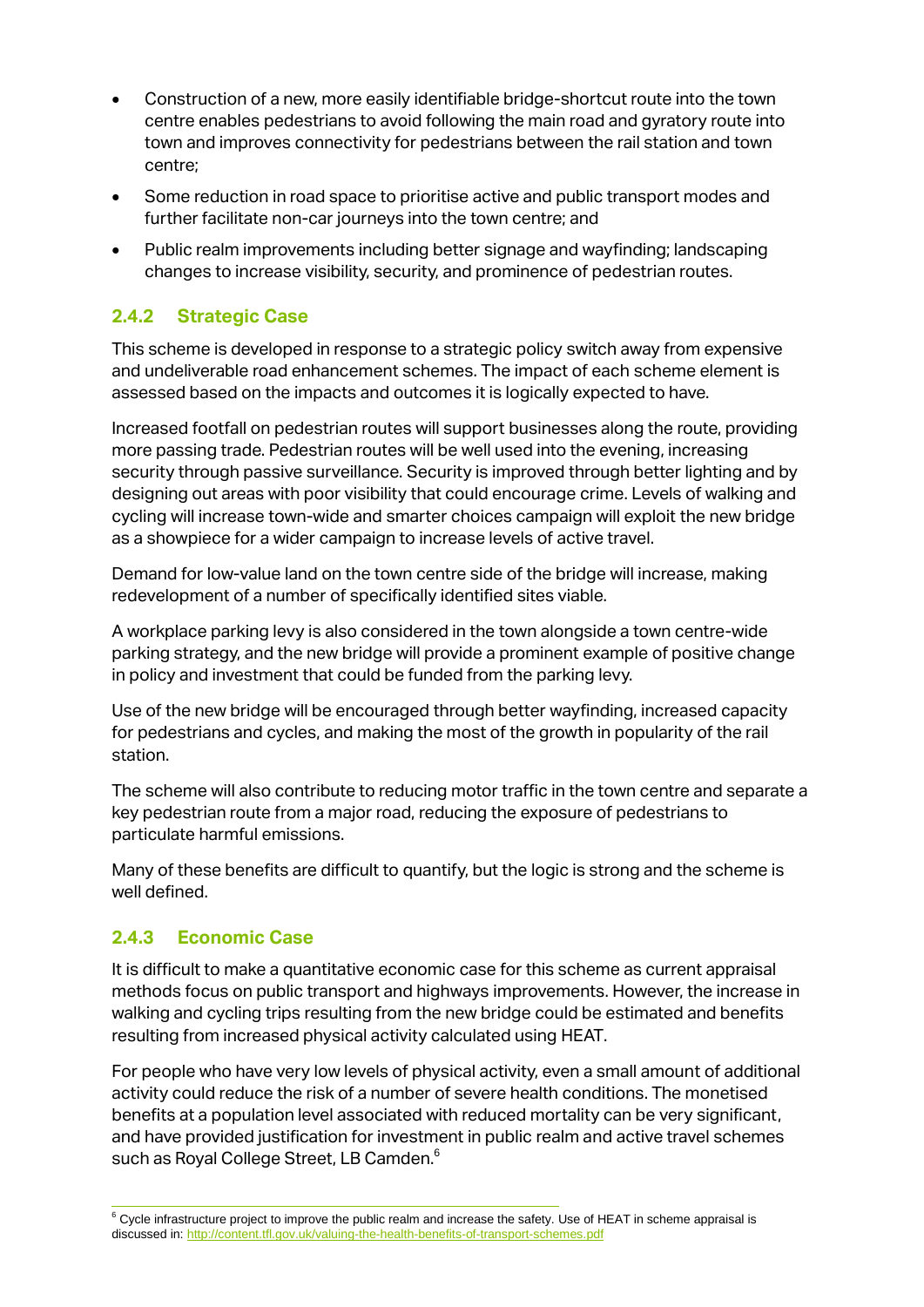- Construction of a new, more easily identifiable bridge-shortcut route into the town centre enables pedestrians to avoid following the main road and gyratory route into town and improves connectivity for pedestrians between the rail station and town centre;
- Some reduction in road space to prioritise active and public transport modes and further facilitate non-car journeys into the town centre; and
- Public realm improvements including better signage and wayfinding; landscaping changes to increase visibility, security, and prominence of pedestrian routes.

### 2.4.2 Strategic Case

This scheme is developed in response to a strategic policy switch away from expensive and undeliverable road enhancement schemes. The impact of each scheme element is assessed based on the impacts and outcomes it is logically expected to have.

Increased footfall on pedestrian routes will support businesses along the route, providing more passing trade. Pedestrian routes will be well used into the evening, increasing security through passive surveillance. Security is improved through better lighting and by designing out areas with poor visibility that could encourage crime. Levels of walking and cycling will increase town-wide and smarter choices campaign will exploit the new bridge as a showpiece for a wider campaign to increase levels of active travel.

Demand for low-value land on the town centre side of the bridge will increase, making redevelopment of a number of specifically identified sites viable.

A workplace parking levy is also considered in the town alongside a town centre-wide parking strategy, and the new bridge will provide a prominent example of positive change in policy and investment that could be funded from the parking levy.

Use of the new bridge will be encouraged through better wayfinding, increased capacity for pedestrians and cycles, and making the most of the growth in popularity of the rail station.

The scheme will also contribute to reducing motor traffic in the town centre and separate a key pedestrian route from a major road, reducing the exposure of pedestrians to particulate harmful emissions.

Many of these benefits are difficult to quantify, but the logic is strong and the scheme is well defined.

### 2.4.3 Economic Case

It is difficult to make a quantitative economic case for this scheme as current appraisal methods focus on public transport and highways improvements. However, the increase in walking and cycling trips resulting from the new bridge could be estimated and benefits resulting from increased physical activity calculated using HEAT.

For people who have very low levels of physical activity, even a small amount of additional activity could reduce the risk of a number of severe health conditions. The monetised benefits at a population level associated with reduced mortality can be very significant, and have provided justification for investment in public realm and active travel schemes such as Royal College Street, LB Camden.[6]

[6] Cycle infrastructure project to improve the public realm and increase the safety. Use of HEAT in scheme appraisal is discussed in: http://content.tfl.gov.uk/valuing-the-health-benefits-of-transport-schemes.pdf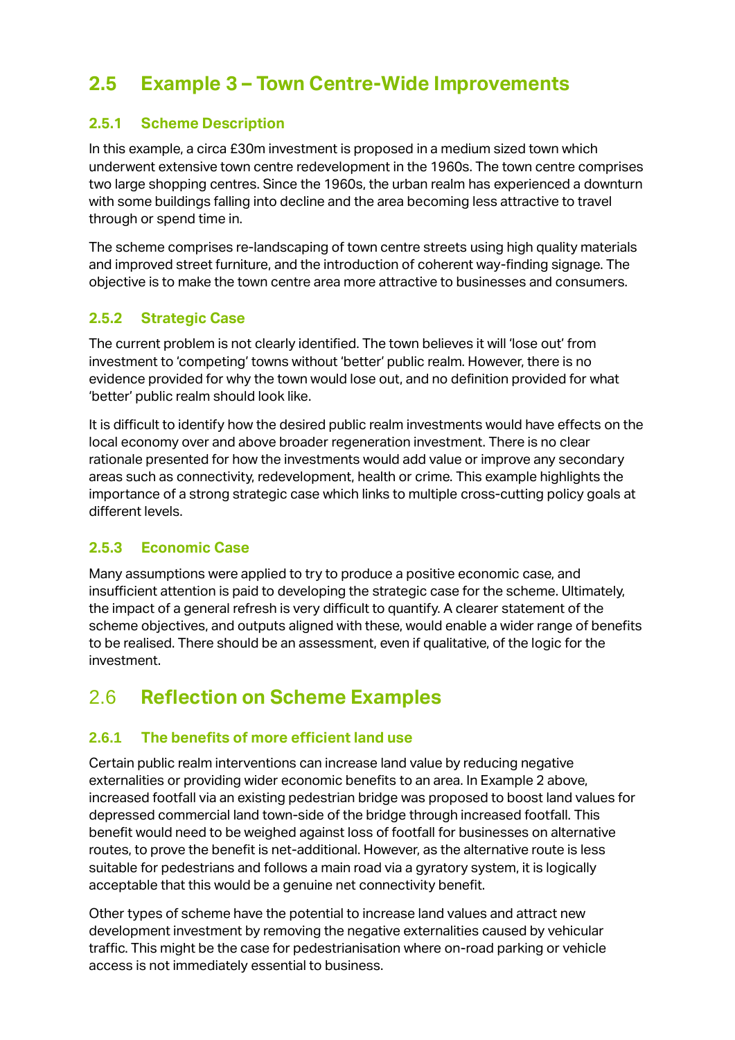## 2.5 Example 3 – Town Centre-Wide Improvements

### 2.5.1 Scheme Description

In this example, a circa £30m investment is proposed in a medium sized town which underwent extensive town centre redevelopment in the 1960s. The town centre comprises two large shopping centres. Since the 1960s, the urban realm has experienced a downturn with some buildings falling into decline and the area becoming less attractive to travel through or spend time in.

The scheme comprises re-landscaping of town centre streets using high quality materials and improved street furniture, and the introduction of coherent way-finding signage. The objective is to make the town centre area more attractive to businesses and consumers.

### 2.5.2 Strategic Case

The current problem is not clearly identified. The town believes it will 'lose out' from investment to 'competing' towns without 'better' public realm. However, there is no evidence provided for why the town would lose out, and no definition provided for what 'better' public realm should look like.

It is difficult to identify how the desired public realm investments would have effects on the local economy over and above broader regeneration investment. There is no clear rationale presented for how the investments would add value or improve any secondary areas such as connectivity, redevelopment, health or crime. This example highlights the importance of a strong strategic case which links to multiple cross-cutting policy goals at different levels.

### 2.5.3 Economic Case

Many assumptions were applied to try to produce a positive economic case, and insufficient attention is paid to developing the strategic case for the scheme. Ultimately, the impact of a general refresh is very difficult to quantify. A clearer statement of the scheme objectives, and outputs aligned with these, would enable a wider range of benefits to be realised. There should be an assessment, even if qualitative, of the logic for the investment.

## 2.6 Reflection on Scheme Examples

### 2.6.1 The benefits of more efficient land use

Certain public realm interventions can increase land value by reducing negative externalities or providing wider economic benefits to an area. In Example 2 above, increased footfall via an existing pedestrian bridge was proposed to boost land values for depressed commercial land town-side of the bridge through increased footfall. This benefit would need to be weighed against loss of footfall for businesses on alternative routes, to prove the benefit is net-additional. However, as the alternative route is less suitable for pedestrians and follows a main road via a gyratory system, it is logically acceptable that this would be a genuine net connectivity benefit.

Other types of scheme have the potential to increase land values and attract new development investment by removing the negative externalities caused by vehicular traffic. This might be the case for pedestrianisation where on-road parking or vehicle access is not immediately essential to business.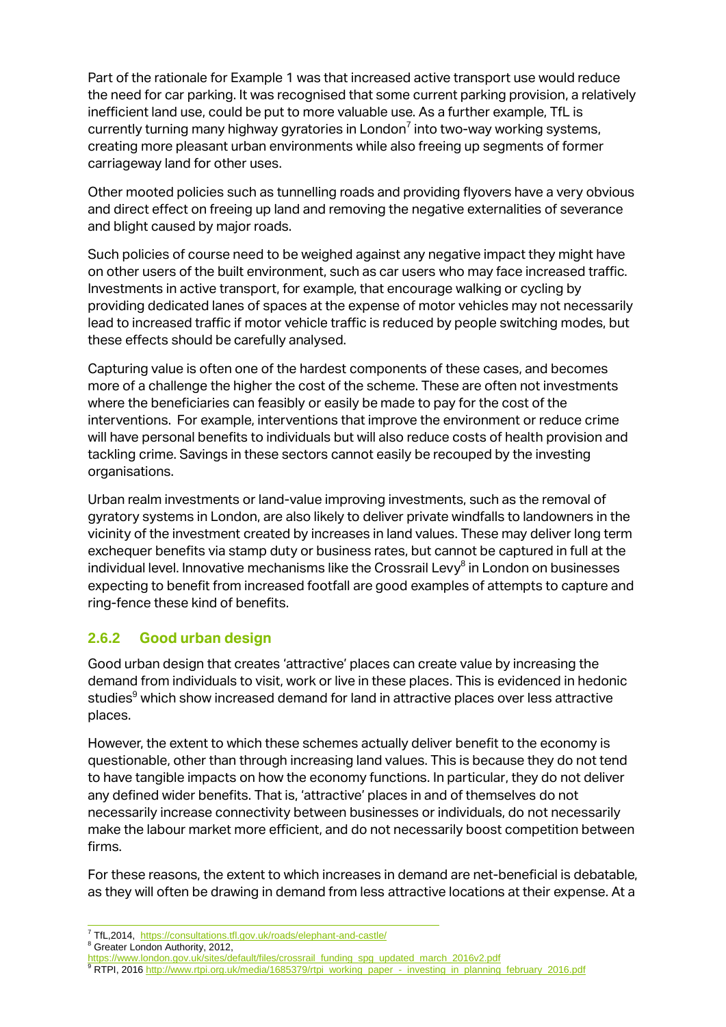Part of the rationale for Example 1 was that increased active transport use would reduce the need for car parking. It was recognised that some current parking provision, a relatively inefficient land use, could be put to more valuable use. As a further example, TfL is currently turning many highway gyratories in London[7] into two-way working systems, creating more pleasant urban environments while also freeing up segments of former carriageway land for other uses.

Other mooted policies such as tunnelling roads and providing flyovers have a very obvious and direct effect on freeing up land and removing the negative externalities of severance and blight caused by major roads.

Such policies of course need to be weighed against any negative impact they might have on other users of the built environment, such as car users who may face increased traffic. Investments in active transport, for example, that encourage walking or cycling by providing dedicated lanes of spaces at the expense of motor vehicles may not necessarily lead to increased traffic if motor vehicle traffic is reduced by people switching modes, but these effects should be carefully analysed.

Capturing value is often one of the hardest components of these cases, and becomes more of a challenge the higher the cost of the scheme. These are often not investments where the beneficiaries can feasibly or easily be made to pay for the cost of the interventions. For example, interventions that improve the environment or reduce crime will have personal benefits to individuals but will also reduce costs of health provision and tackling crime. Savings in these sectors cannot easily be recouped by the investing organisations.

Urban realm investments or land-value improving investments, such as the removal of gyratory systems in London, are also likely to deliver private windfalls to landowners in the vicinity of the investment created by increases in land values. These may deliver long term exchequer benefits via stamp duty or business rates, but cannot be captured in full at the individual level. Innovative mechanisms like the Crossrail Levy[8] in London on businesses expecting to benefit from increased footfall are good examples of attempts to capture and ring-fence these kind of benefits.

### 2.6.2 Good urban design

Good urban design that creates 'attractive' places can create value by increasing the demand from individuals to visit, work or live in these places. This is evidenced in hedonic studies[9] which show increased demand for land in attractive places over less attractive places.

However, the extent to which these schemes actually deliver benefit to the economy is questionable, other than through increasing land values. This is because they do not tend to have tangible impacts on how the economy functions. In particular, they do not deliver any defined wider benefits. That is, 'attractive' places in and of themselves do not necessarily increase connectivity between businesses or individuals, do not necessarily make the labour market more efficient, and do not necessarily boost competition between firms.

For these reasons, the extent to which increases in demand are net-beneficial is debatable, as they will often be drawing in demand from less attractive locations at their expense. At a

---

[7] TfL,2014, https://consultations.tfl.gov.uk/roads/elephant-and-castle/

[8] Greater London Authority, 2012, https://www.london.gov.uk/sites/default/files/crossrail_funding_spg_updated_march_2016v2.pdf

[9] RTPI, 2016 http://www.rtpi.org.uk/media/1685379/rtpi_working_paper_-_investing_in_planning_february_2016.pdf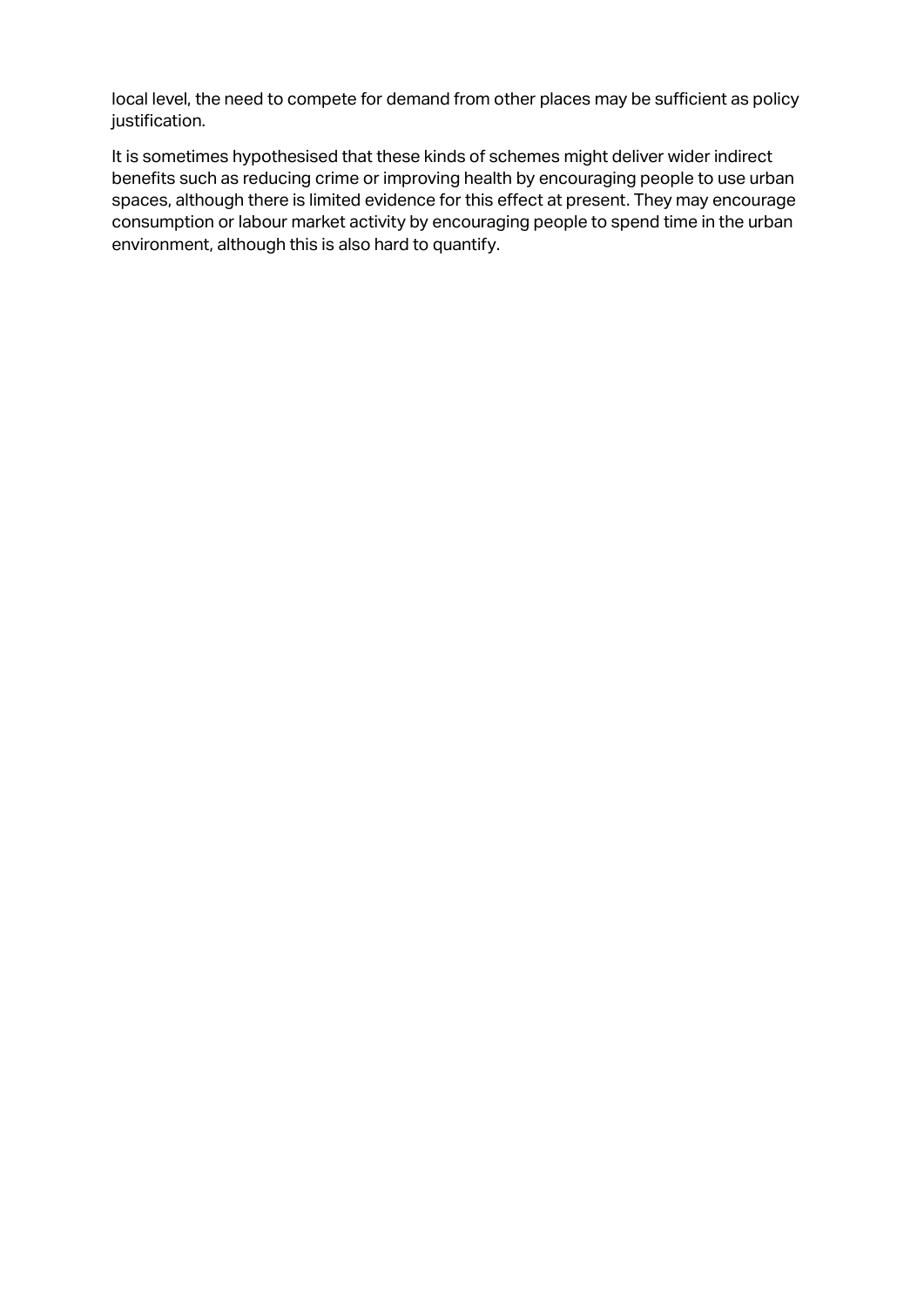local level, the need to compete for demand from other places may be sufficient as policy justification.

It is sometimes hypothesised that these kinds of schemes might deliver wider indirect benefits such as reducing crime or improving health by encouraging people to use urban spaces, although there is limited evidence for this effect at present. They may encourage consumption or labour market activity by encouraging people to spend time in the urban environment, although this is also hard to quantify.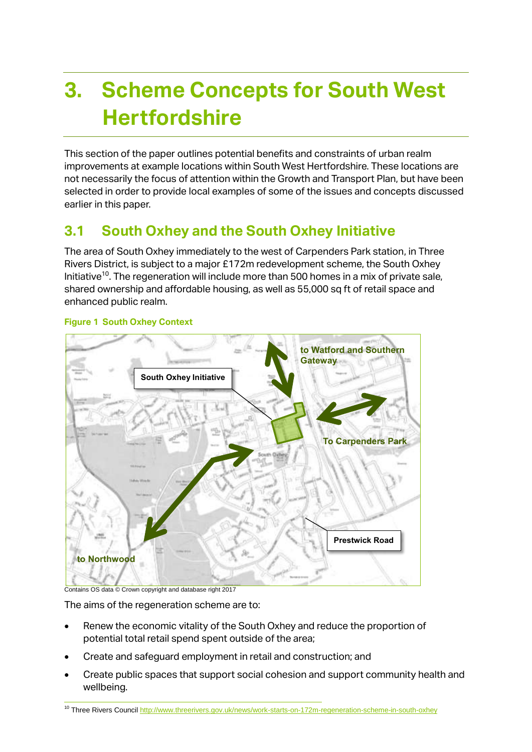# 3. Scheme Concepts for South West Hertfordshire

This section of the paper outlines potential benefits and constraints of urban realm improvements at example locations within South West Hertfordshire. These locations are not necessarily the focus of attention within the Growth and Transport Plan, but have been selected in order to provide local examples of some of the issues and concepts discussed earlier in this paper.

## 3.1 South Oxhey and the South Oxhey Initiative

The area of South Oxhey immediately to the west of Carpenders Park station, in Three Rivers District, is subject to a major £172m redevelopment scheme, the South Oxhey Initiative[10]. The regeneration will include more than 500 homes in a mix of private sale, shared ownership and affordable housing, as well as 55,000 sq ft of retail space and enhanced public realm.

**Figure 1 South Oxhey Context**

Contains OS data © Crown copyright and database right 2017

The aims of the regeneration scheme are to:

- Renew the economic vitality of the South Oxhey and reduce the proportion of potential total retail spend spent outside of the area;
- Create and safeguard employment in retail and construction; and
- Create public spaces that support social cohesion and support community health and wellbeing.

[10] Three Rivers Council http://www.threerivers.gov.uk/news/work-starts-on-172m-regeneration-scheme-in-south-oxhey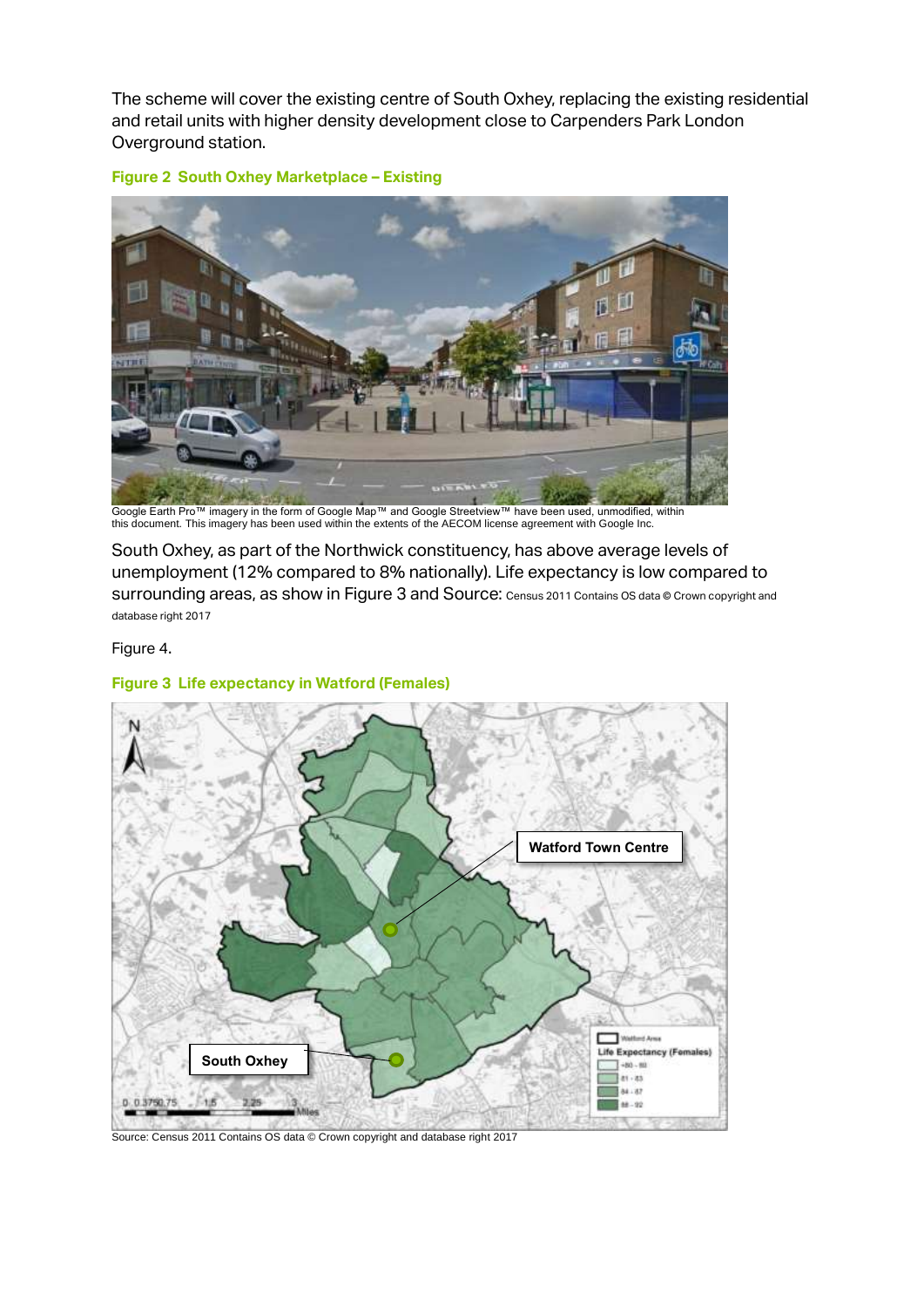The scheme will cover the existing centre of South Oxhey, replacing the existing residential and retail units with higher density development close to Carpenders Park London Overground station.

**Figure 2 South Oxhey Marketplace – Existing**

Google Earth Pro™ imagery in the form of Google Map™ and Google Streetview™ have been used, unmodified, within this document. This imagery has been used within the extents of the AECOM license agreement with Google Inc.

South Oxhey, as part of the Northwick constituency, has above average levels of unemployment (12% compared to 8% nationally). Life expectancy is low compared to surrounding areas, as show in Figure 3 and Source: Census 2011 Contains OS data © Crown copyright and database right 2017

Figure 4.

**Figure 3 Life expectancy in Watford (Females)**

Source: Census 2011 Contains OS data © Crown copyright and database right 2017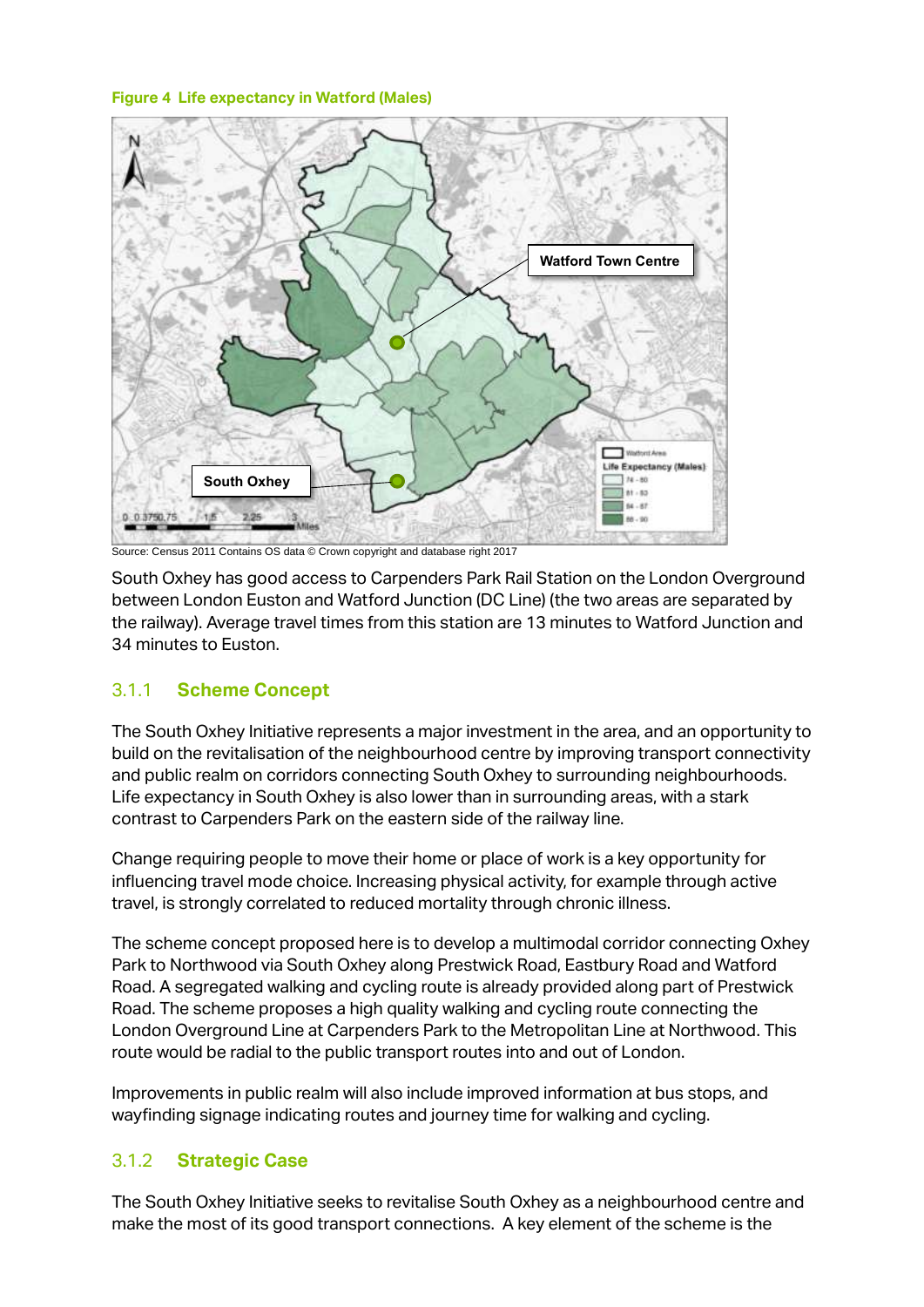**Figure 4 Life expectancy in Watford (Males)**

Source: Census 2011 Contains OS data © Crown copyright and database right 2017

South Oxhey has good access to Carpenders Park Rail Station on the London Overground between London Euston and Watford Junction (DC Line) (the two areas are separated by the railway). Average travel times from this station are 13 minutes to Watford Junction and 34 minutes to Euston.

### 3.1.1 Scheme Concept

The South Oxhey Initiative represents a major investment in the area, and an opportunity to build on the revitalisation of the neighbourhood centre by improving transport connectivity and public realm on corridors connecting South Oxhey to surrounding neighbourhoods. Life expectancy in South Oxhey is also lower than in surrounding areas, with a stark contrast to Carpenders Park on the eastern side of the railway line.

Change requiring people to move their home or place of work is a key opportunity for influencing travel mode choice. Increasing physical activity, for example through active travel, is strongly correlated to reduced mortality through chronic illness.

The scheme concept proposed here is to develop a multimodal corridor connecting Oxhey Park to Northwood via South Oxhey along Prestwick Road, Eastbury Road and Watford Road. A segregated walking and cycling route is already provided along part of Prestwick Road. The scheme proposes a high quality walking and cycling route connecting the London Overground Line at Carpenders Park to the Metropolitan Line at Northwood. This route would be radial to the public transport routes into and out of London.

Improvements in public realm will also include improved information at bus stops, and wayfinding signage indicating routes and journey time for walking and cycling.

### 3.1.2 Strategic Case

The South Oxhey Initiative seeks to revitalise South Oxhey as a neighbourhood centre and make the most of its good transport connections. A key element of the scheme is the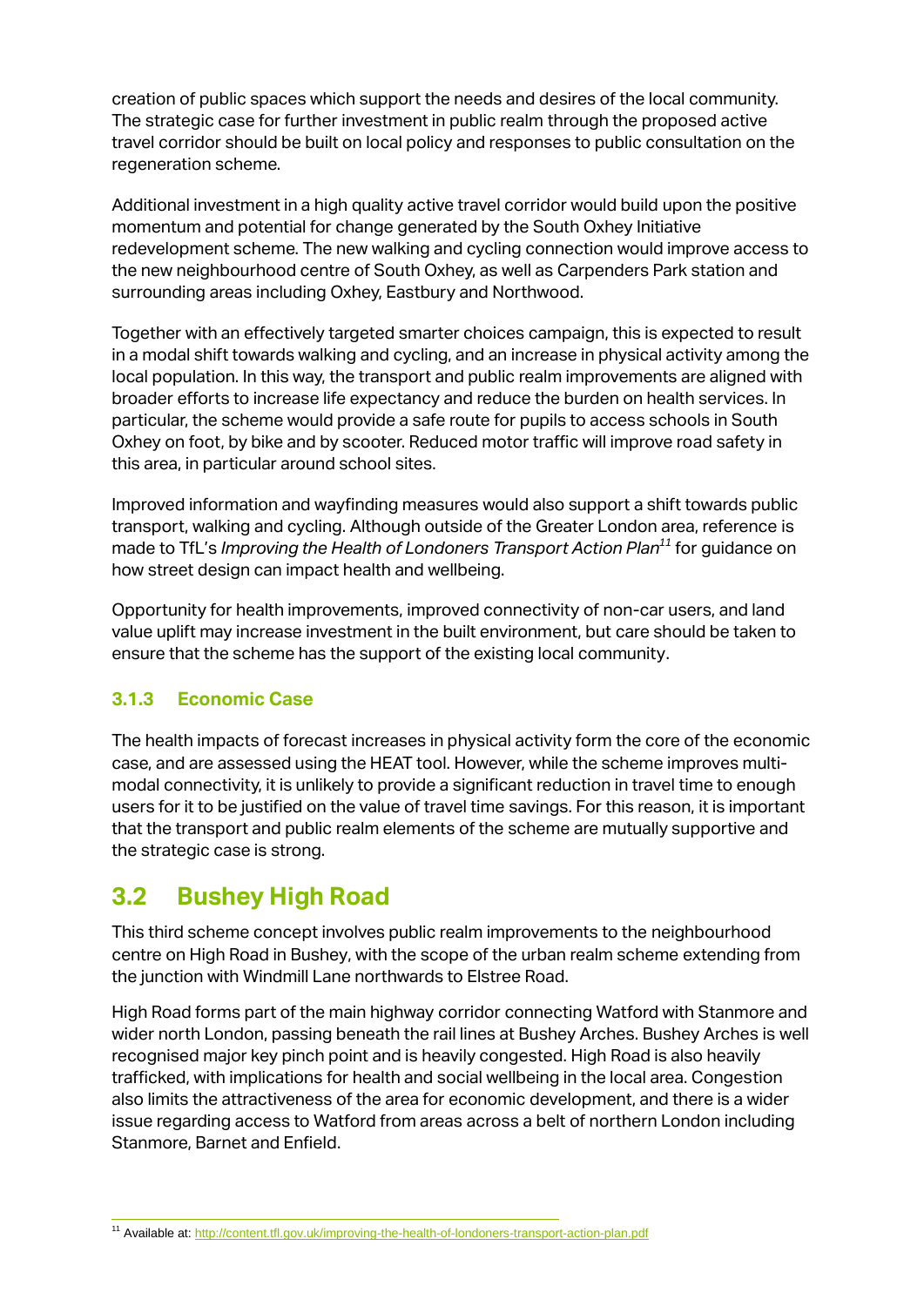creation of public spaces which support the needs and desires of the local community. The strategic case for further investment in public realm through the proposed active travel corridor should be built on local policy and responses to public consultation on the regeneration scheme.

Additional investment in a high quality active travel corridor would build upon the positive momentum and potential for change generated by the South Oxhey Initiative redevelopment scheme. The new walking and cycling connection would improve access to the new neighbourhood centre of South Oxhey, as well as Carpenders Park station and surrounding areas including Oxhey, Eastbury and Northwood.

Together with an effectively targeted smarter choices campaign, this is expected to result in a modal shift towards walking and cycling, and an increase in physical activity among the local population. In this way, the transport and public realm improvements are aligned with broader efforts to increase life expectancy and reduce the burden on health services. In particular, the scheme would provide a safe route for pupils to access schools in South Oxhey on foot, by bike and by scooter. Reduced motor traffic will improve road safety in this area, in particular around school sites.

Improved information and wayfinding measures would also support a shift towards public transport, walking and cycling. Although outside of the Greater London area, reference is made to TfL's *Improving the Health of Londoners Transport Action Plan*[11] for guidance on how street design can impact health and wellbeing.

Opportunity for health improvements, improved connectivity of non-car users, and land value uplift may increase investment in the built environment, but care should be taken to ensure that the scheme has the support of the existing local community.

### 3.1.3 Economic Case

The health impacts of forecast increases in physical activity form the core of the economic case, and are assessed using the HEAT tool. However, while the scheme improves multi-modal connectivity, it is unlikely to provide a significant reduction in travel time to enough users for it to be justified on the value of travel time savings. For this reason, it is important that the transport and public realm elements of the scheme are mutually supportive and the strategic case is strong.

## 3.2 Bushey High Road

This third scheme concept involves public realm improvements to the neighbourhood centre on High Road in Bushey, with the scope of the urban realm scheme extending from the junction with Windmill Lane northwards to Elstree Road.

High Road forms part of the main highway corridor connecting Watford with Stanmore and wider north London, passing beneath the rail lines at Bushey Arches. Bushey Arches is well recognised major key pinch point and is heavily congested. High Road is also heavily trafficked, with implications for health and social wellbeing in the local area. Congestion also limits the attractiveness of the area for economic development, and there is a wider issue regarding access to Watford from areas across a belt of northern London including Stanmore, Barnet and Enfield.

---

[11] Available at: http://content.tfl.gov.uk/improving-the-health-of-londoners-transport-action-plan.pdf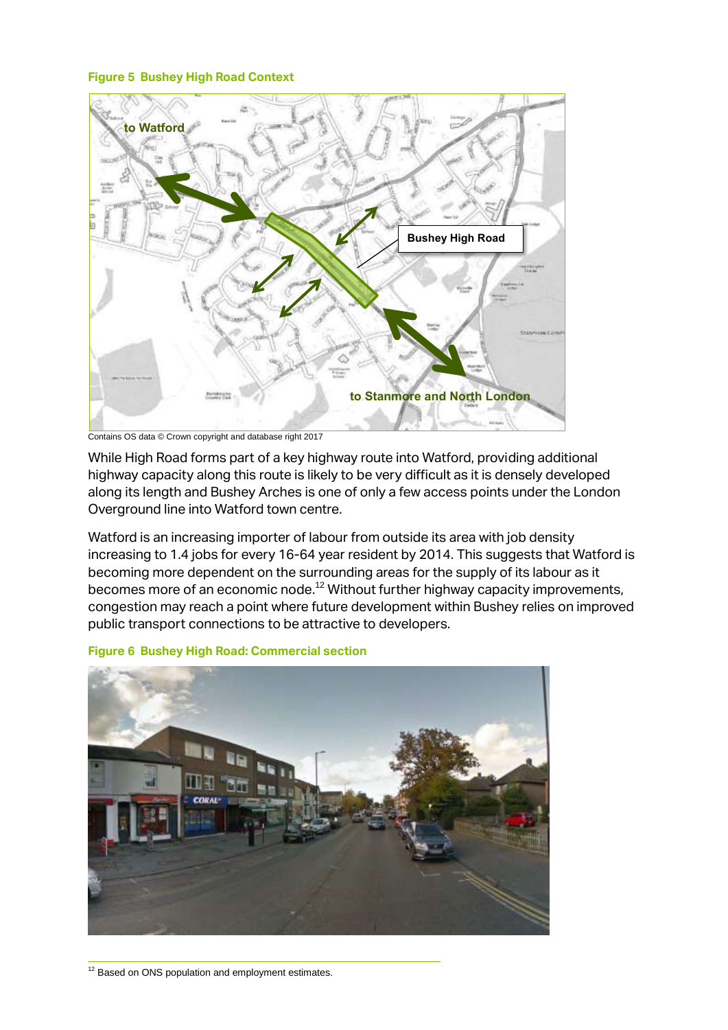**Figure 5 Bushey High Road Context**

Contains OS data © Crown copyright and database right 2017

While High Road forms part of a key highway route into Watford, providing additional highway capacity along this route is likely to be very difficult as it is densely developed along its length and Bushey Arches is one of only a few access points under the London Overground line into Watford town centre.

Watford is an increasing importer of labour from outside its area with job density increasing to 1.4 jobs for every 16-64 year resident by 2014. This suggests that Watford is becoming more dependent on the surrounding areas for the supply of its labour as it becomes more of an economic node.[12] Without further highway capacity improvements, congestion may reach a point where future development within Bushey relies on improved public transport connections to be attractive to developers.

**Figure 6 Bushey High Road: Commercial section**

[12] Based on ONS population and employment estimates.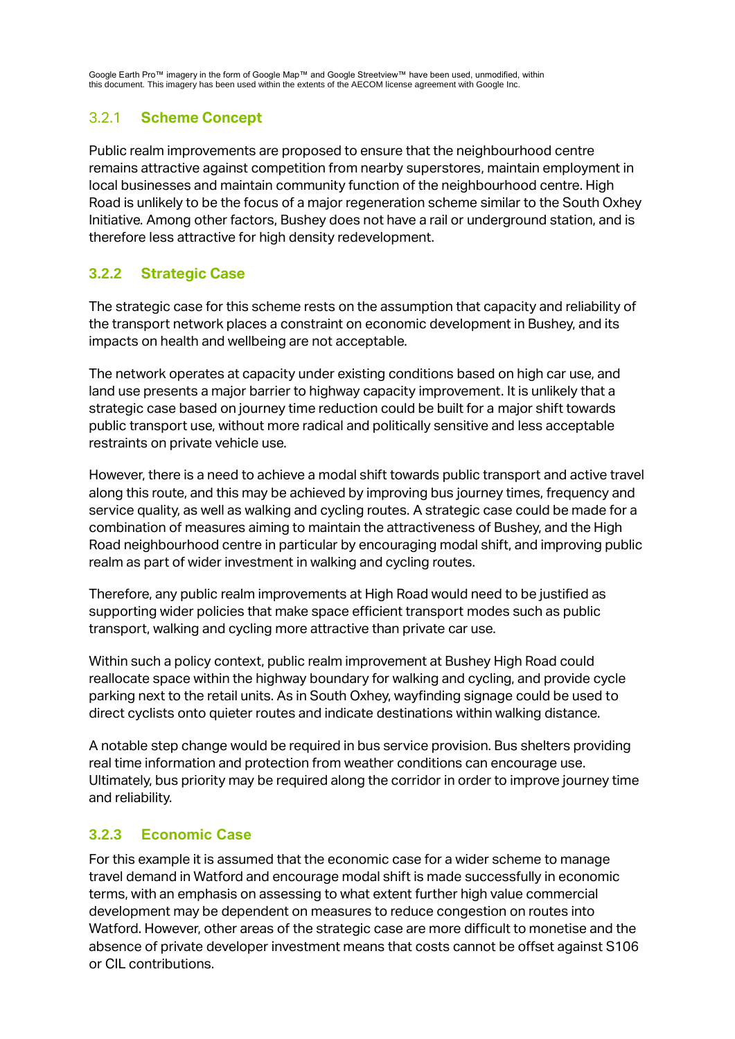Google Earth Pro™ imagery in the form of Google Map™ and Google Streetview™ have been used, unmodified, within this document. This imagery has been used within the extents of the AECOM license agreement with Google Inc.

### 3.2.1 Scheme Concept

Public realm improvements are proposed to ensure that the neighbourhood centre remains attractive against competition from nearby superstores, maintain employment in local businesses and maintain community function of the neighbourhood centre. High Road is unlikely to be the focus of a major regeneration scheme similar to the South Oxhey Initiative. Among other factors, Bushey does not have a rail or underground station, and is therefore less attractive for high density redevelopment.

### 3.2.2 Strategic Case

The strategic case for this scheme rests on the assumption that capacity and reliability of the transport network places a constraint on economic development in Bushey, and its impacts on health and wellbeing are not acceptable.

The network operates at capacity under existing conditions based on high car use, and land use presents a major barrier to highway capacity improvement. It is unlikely that a strategic case based on journey time reduction could be built for a major shift towards public transport use, without more radical and politically sensitive and less acceptable restraints on private vehicle use.

However, there is a need to achieve a modal shift towards public transport and active travel along this route, and this may be achieved by improving bus journey times, frequency and service quality, as well as walking and cycling routes. A strategic case could be made for a combination of measures aiming to maintain the attractiveness of Bushey, and the High Road neighbourhood centre in particular by encouraging modal shift, and improving public realm as part of wider investment in walking and cycling routes.

Therefore, any public realm improvements at High Road would need to be justified as supporting wider policies that make space efficient transport modes such as public transport, walking and cycling more attractive than private car use.

Within such a policy context, public realm improvement at Bushey High Road could reallocate space within the highway boundary for walking and cycling, and provide cycle parking next to the retail units. As in South Oxhey, wayfinding signage could be used to direct cyclists onto quieter routes and indicate destinations within walking distance.

A notable step change would be required in bus service provision. Bus shelters providing real time information and protection from weather conditions can encourage use. Ultimately, bus priority may be required along the corridor in order to improve journey time and reliability.

### 3.2.3 Economic Case

For this example it is assumed that the economic case for a wider scheme to manage travel demand in Watford and encourage modal shift is made successfully in economic terms, with an emphasis on assessing to what extent further high value commercial development may be dependent on measures to reduce congestion on routes into Watford. However, other areas of the strategic case are more difficult to monetise and the absence of private developer investment means that costs cannot be offset against S106 or CIL contributions.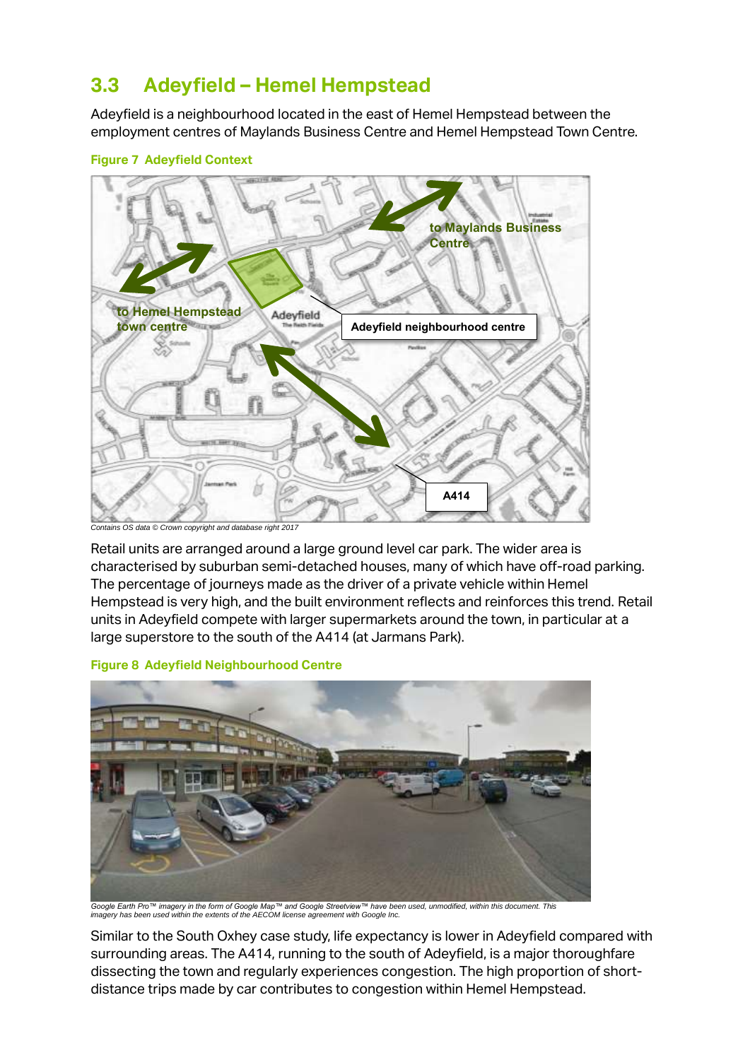## 3.3 Adeyfield – Hemel Hempstead

Adeyfield is a neighbourhood located in the east of Hemel Hempstead between the employment centres of Maylands Business Centre and Hemel Hempstead Town Centre.

**Figure 7 Adeyfield Context**

*Contains OS data © Crown copyright and database right 2017*

Retail units are arranged around a large ground level car park. The wider area is characterised by suburban semi-detached houses, many of which have off-road parking. The percentage of journeys made as the driver of a private vehicle within Hemel Hempstead is very high, and the built environment reflects and reinforces this trend. Retail units in Adeyfield compete with larger supermarkets around the town, in particular at a large superstore to the south of the A414 (at Jarmans Park).

**Figure 8 Adeyfield Neighbourhood Centre**

*Google Earth Pro™ imagery in the form of Google Map™ and Google Streetview™ have been used, unmodified, within this document. This imagery has been used within the extents of the AECOM license agreement with Google Inc.*

Similar to the South Oxhey case study, life expectancy is lower in Adeyfield compared with surrounding areas. The A414, running to the south of Adeyfield, is a major thoroughfare dissecting the town and regularly experiences congestion. The high proportion of short-distance trips made by car contributes to congestion within Hemel Hempstead.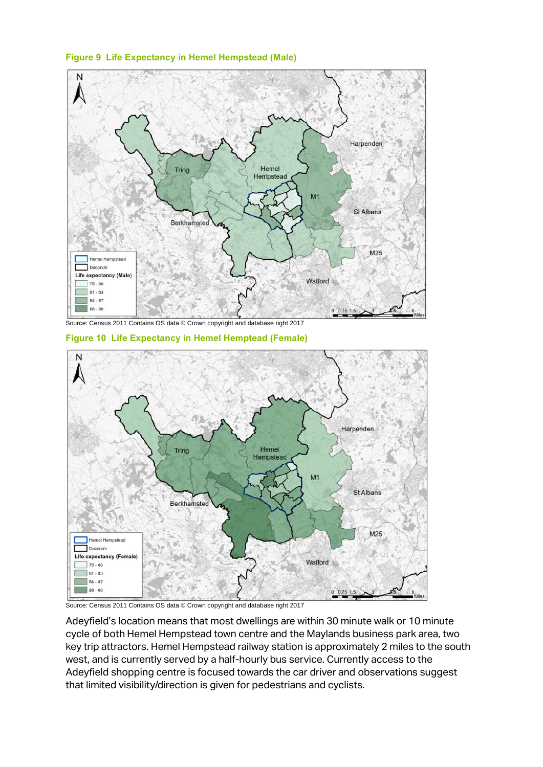**Figure 9 Life Expectancy in Hemel Hempstead (Male)**

Source: Census 2011 Contains OS data © Crown copyright and database right 2017

**Figure 10 Life Expectancy in Hemel Hemptead (Female)**

Source: Census 2011 Contains OS data © Crown copyright and database right 2017

Adeyfield's location means that most dwellings are within 30 minute walk or 10 minute cycle of both Hemel Hempstead town centre and the Maylands business park area, two key trip attractors. Hemel Hempstead railway station is approximately 2 miles to the south west, and is currently served by a half-hourly bus service. Currently access to the Adeyfield shopping centre is focused towards the car driver and observations suggest that limited visibility/direction is given for pedestrians and cyclists.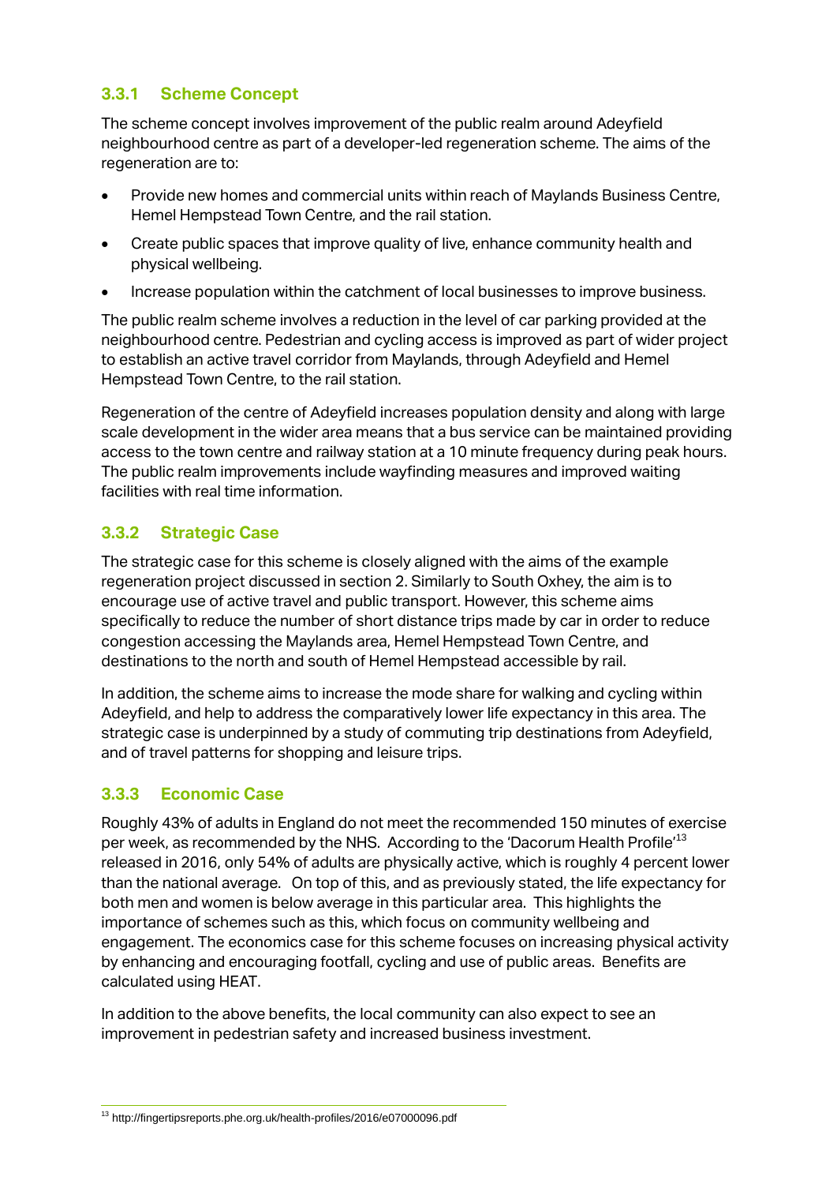### 3.3.1 Scheme Concept

The scheme concept involves improvement of the public realm around Adeyfield neighbourhood centre as part of a developer-led regeneration scheme. The aims of the regeneration are to:

- Provide new homes and commercial units within reach of Maylands Business Centre, Hemel Hempstead Town Centre, and the rail station.
- Create public spaces that improve quality of live, enhance community health and physical wellbeing.
- Increase population within the catchment of local businesses to improve business.

The public realm scheme involves a reduction in the level of car parking provided at the neighbourhood centre. Pedestrian and cycling access is improved as part of wider project to establish an active travel corridor from Maylands, through Adeyfield and Hemel Hempstead Town Centre, to the rail station.

Regeneration of the centre of Adeyfield increases population density and along with large scale development in the wider area means that a bus service can be maintained providing access to the town centre and railway station at a 10 minute frequency during peak hours. The public realm improvements include wayfinding measures and improved waiting facilities with real time information.

### 3.3.2 Strategic Case

The strategic case for this scheme is closely aligned with the aims of the example regeneration project discussed in section 2. Similarly to South Oxhey, the aim is to encourage use of active travel and public transport. However, this scheme aims specifically to reduce the number of short distance trips made by car in order to reduce congestion accessing the Maylands area, Hemel Hempstead Town Centre, and destinations to the north and south of Hemel Hempstead accessible by rail.

In addition, the scheme aims to increase the mode share for walking and cycling within Adeyfield, and help to address the comparatively lower life expectancy in this area. The strategic case is underpinned by a study of commuting trip destinations from Adeyfield, and of travel patterns for shopping and leisure trips.

### 3.3.3 Economic Case

Roughly 43% of adults in England do not meet the recommended 150 minutes of exercise per week, as recommended by the NHS. According to the 'Dacorum Health Profile'[13] released in 2016, only 54% of adults are physically active, which is roughly 4 percent lower than the national average. On top of this, and as previously stated, the life expectancy for both men and women is below average in this particular area. This highlights the importance of schemes such as this, which focus on community wellbeing and engagement. The economics case for this scheme focuses on increasing physical activity by enhancing and encouraging footfall, cycling and use of public areas. Benefits are calculated using HEAT.

In addition to the above benefits, the local community can also expect to see an improvement in pedestrian safety and increased business investment.

[13] http://fingertipsreports.phe.org.uk/health-profiles/2016/e07000096.pdf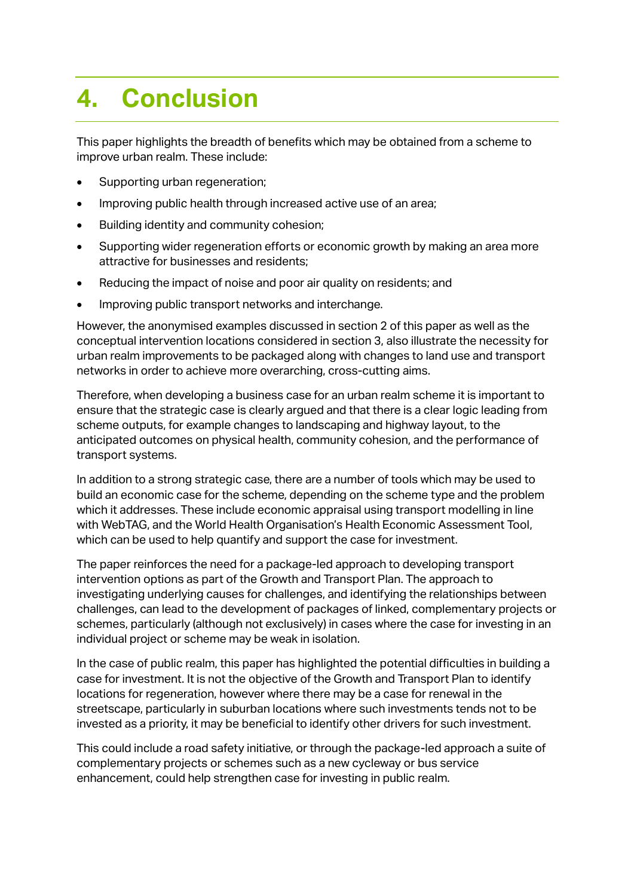# 4. Conclusion

This paper highlights the breadth of benefits which may be obtained from a scheme to improve urban realm. These include:

- Supporting urban regeneration;
- Improving public health through increased active use of an area;
- Building identity and community cohesion;
- Supporting wider regeneration efforts or economic growth by making an area more attractive for businesses and residents;
- Reducing the impact of noise and poor air quality on residents; and
- Improving public transport networks and interchange.

However, the anonymised examples discussed in section 2 of this paper as well as the conceptual intervention locations considered in section 3, also illustrate the necessity for urban realm improvements to be packaged along with changes to land use and transport networks in order to achieve more overarching, cross-cutting aims.

Therefore, when developing a business case for an urban realm scheme it is important to ensure that the strategic case is clearly argued and that there is a clear logic leading from scheme outputs, for example changes to landscaping and highway layout, to the anticipated outcomes on physical health, community cohesion, and the performance of transport systems.

In addition to a strong strategic case, there are a number of tools which may be used to build an economic case for the scheme, depending on the scheme type and the problem which it addresses. These include economic appraisal using transport modelling in line with WebTAG, and the World Health Organisation's Health Economic Assessment Tool, which can be used to help quantify and support the case for investment.

The paper reinforces the need for a package-led approach to developing transport intervention options as part of the Growth and Transport Plan. The approach to investigating underlying causes for challenges, and identifying the relationships between challenges, can lead to the development of packages of linked, complementary projects or schemes, particularly (although not exclusively) in cases where the case for investing in an individual project or scheme may be weak in isolation.

In the case of public realm, this paper has highlighted the potential difficulties in building a case for investment. It is not the objective of the Growth and Transport Plan to identify locations for regeneration, however where there may be a case for renewal in the streetscape, particularly in suburban locations where such investments tends not to be invested as a priority, it may be beneficial to identify other drivers for such investment.

This could include a road safety initiative, or through the package-led approach a suite of complementary projects or schemes such as a new cycleway or bus service enhancement, could help strengthen case for investing in public realm.